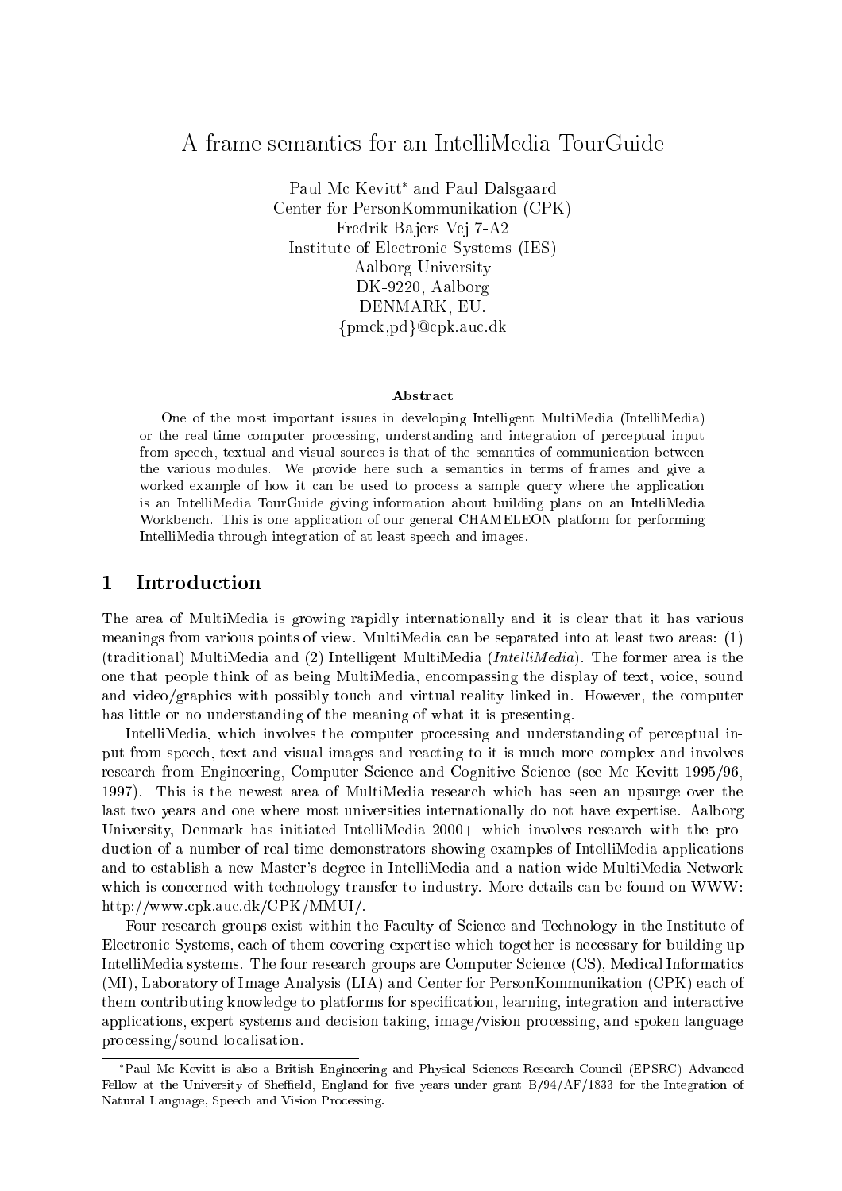# A frame semantics for an IntelliMedia TourGuide

Paul Mc Kevitt* and Paul Dalsgaard
Center for PersonKommunikation (CPK)
Fredrik Bajers Vej 7-A2
Institute of Electronic Systems (IES)
Aalborg University
DK-9220, Aalborg
DENMARK, EU.
{pmck,pd}@cpk.auc.dk

### Abstract

One of the most important issues in developing Intelligent MultiMedia (IntelliMedia) or the real-time computer processing, understanding and integration of perceptual input from speech, textual and visual sources is that of the semantics of communication between the various modules. We provide here such a semantics in terms of frames and give a worked example of how it can be used to process a sample query where the application is an IntelliMedia TourGuide giving information about building plans on an IntelliMedia Workbench. This is one application of our general CHAMELEON platform for performing IntelliMedia through integration of at least speech and images.

## 1 Introduction

The area of MultiMedia is growing rapidly internationally and it is clear that it has various meanings from various points of view. MultiMedia can be separated into at least two areas: (1) (traditional) MultiMedia and (2) Intelligent MultiMedia (*IntelliMedia*). The former area is the one that people think of as being MultiMedia, encompassing the display of text, voice, sound and video/graphics with possibly touch and virtual reality linked in. However, the computer has little or no understanding of the meaning of what it is presenting.

IntelliMedia, which involves the computer processing and understanding of perceptual input from speech, text and visual images and reacting to it is much more complex and involves research from Engineering, Computer Science and Cognitive Science (see Mc Kevitt 1995/96, 1997). This is the newest area of MultiMedia research which has seen an upsurge over the last two years and one where most universities internationally do not have expertise. Aalborg University, Denmark has initiated IntelliMedia 2000+ which involves research with the production of a number of real-time demonstrators showing examples of IntelliMedia applications and to establish a new Master's degree in IntelliMedia and a nation-wide MultiMedia Network which is concerned with technology transfer to industry. More details can be found on WWW: http://www.cpk.auc.dk/CPK/MMUI/.

Four research groups exist within the Faculty of Science and Technology in the Institute of Electronic Systems, each of them covering expertise which together is necessary for building up IntelliMedia systems. The four research groups are Computer Science (CS), Medical Informatics (MI), Laboratory of Image Analysis (LIA) and Center for PersonKommunikation (CPK) each of them contributing knowledge to platforms for specification, learning, integration and interactive applications, expert systems and decision taking, image/vision processing, and spoken language processing/sound localisation.

*Paul Mc Kevitt is also a British Engineering and Physical Sciences Research Council (EPSRC) Advanced Fellow at the University of Sheffield, England for five years under grant B/94/AF/1833 for the Integration of Natural Language, Speech and Vision Processing.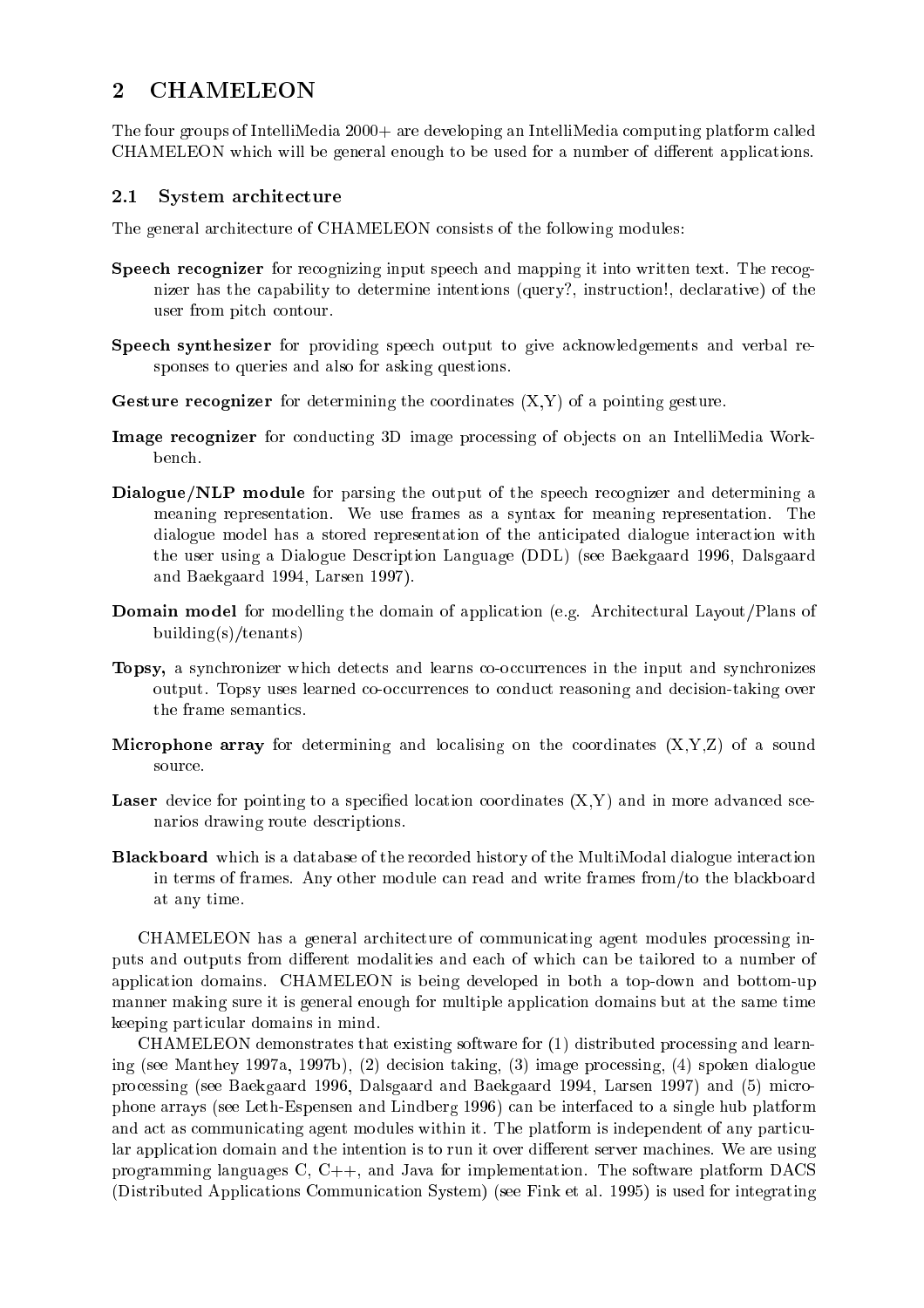## 2 CHAMELEON

The four groups of IntelliMedia 2000+ are developing an IntelliMedia computing platform called CHAMELEON which will be general enough to be used for a number of different applications.

### 2.1 System architecture

The general architecture of CHAMELEON consists of the following modules:

**Speech recognizer** for recognizing input speech and mapping it into written text. The recognizer has the capability to determine intentions (query?, instruction!, declarative) of the user from pitch contour.

**Speech synthesizer** for providing speech output to give acknowledgements and verbal responses to queries and also for asking questions.

**Gesture recognizer** for determining the coordinates (X,Y) of a pointing gesture.

**Image recognizer** for conducting 3D image processing of objects on an IntelliMedia Workbench.

**Dialogue/NLP module** for parsing the output of the speech recognizer and determining a meaning representation. We use frames as a syntax for meaning representation. The dialogue model has a stored representation of the anticipated dialogue interaction with the user using a Dialogue Description Language (DDL) (see Baekgaard 1996, Dalsgaard and Baekgaard 1994, Larsen 1997).

**Domain model** for modelling the domain of application (e.g. Architectural Layout/Plans of building(s)/tenants)

**Topsy,** a synchronizer which detects and learns co-occurrences in the input and synchronizes output. Topsy uses learned co-occurrences to conduct reasoning and decision-taking over the frame semantics.

**Microphone array** for determining and localising on the coordinates (X,Y,Z) of a sound source.

**Laser** device for pointing to a specified location coordinates (X,Y) and in more advanced scenarios drawing route descriptions.

**Blackboard** which is a database of the recorded history of the MultiModal dialogue interaction in terms of frames. Any other module can read and write frames from/to the blackboard at any time.

CHAMELEON has a general architecture of communicating agent modules processing inputs and outputs from different modalities and each of which can be tailored to a number of application domains. CHAMELEON is being developed in both a top-down and bottom-up manner making sure it is general enough for multiple application domains but at the same time keeping particular domains in mind.

CHAMELEON demonstrates that existing software for (1) distributed processing and learning (see Manthey 1997a, 1997b), (2) decision taking, (3) image processing, (4) spoken dialogue processing (see Baekgaard 1996, Dalsgaard and Baekgaard 1994, Larsen 1997) and (5) microphone arrays (see Leth-Espensen and Lindberg 1996) can be interfaced to a single hub platform and act as communicating agent modules within it. The platform is independent of any particular application domain and the intention is to run it over different server machines. We are using programming languages C, C++, and Java for implementation. The software platform DACS (Distributed Applications Communication System) (see Fink et al. 1995) is used for integrating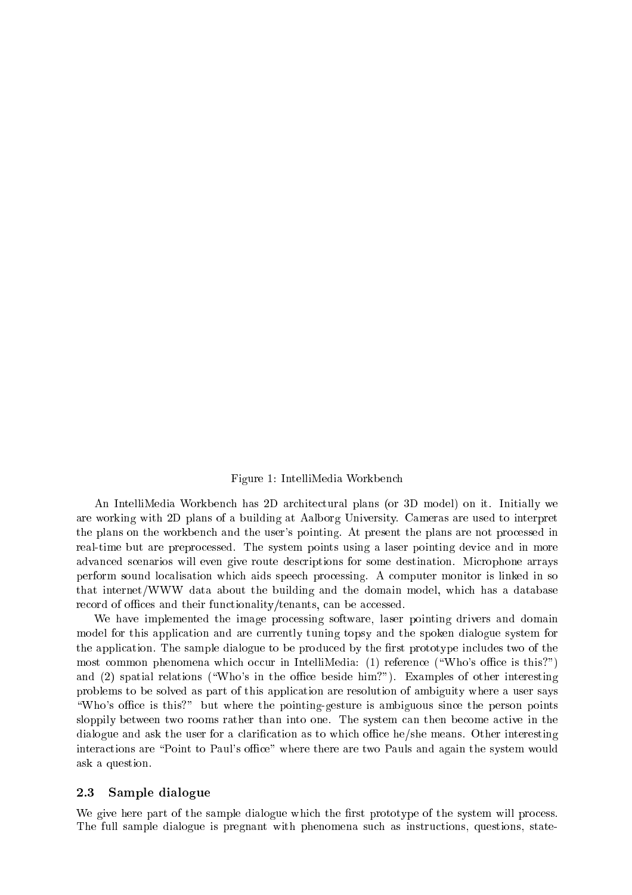Figure 1: IntelliMedia Workbench

An IntelliMedia Workbench has 2D architectural plans (or 3D model) on it. Initially we are working with 2D plans of a building at Aalborg University. Cameras are used to interpret the plans on the workbench and the user's pointing. At present the plans are not processed in real-time but are preprocessed. The system points using a laser pointing device and in more advanced scenarios will even give route descriptions for some destination. Microphone arrays perform sound localisation which aids speech processing. A computer monitor is linked in so that internet/WWW data about the building and the domain model, which has a database record of offices and their functionality/tenants, can be accessed.

We have implemented the image processing software, laser pointing drivers and domain model for this application and are currently tuning topsy and the spoken dialogue system for the application. The sample dialogue to be produced by the first prototype includes two of the most common phenomena which occur in IntelliMedia: (1) reference ("Who's office is this?") and (2) spatial relations ("Who's in the office beside him?"). Examples of other interesting problems to be solved as part of this application are resolution of ambiguity where a user says "Who's office is this?" but where the pointing-gesture is ambiguous since the person points sloppily between two rooms rather than into one. The system can then become active in the dialogue and ask the user for a clarification as to which office he/she means. Other interesting interactions are "Point to Paul's office" where there are two Pauls and again the system would ask a question.

### 2.3 Sample dialogue

We give here part of the sample dialogue which the first prototype of the system will process. The full sample dialogue is pregnant with phenomena such as instructions, questions, state-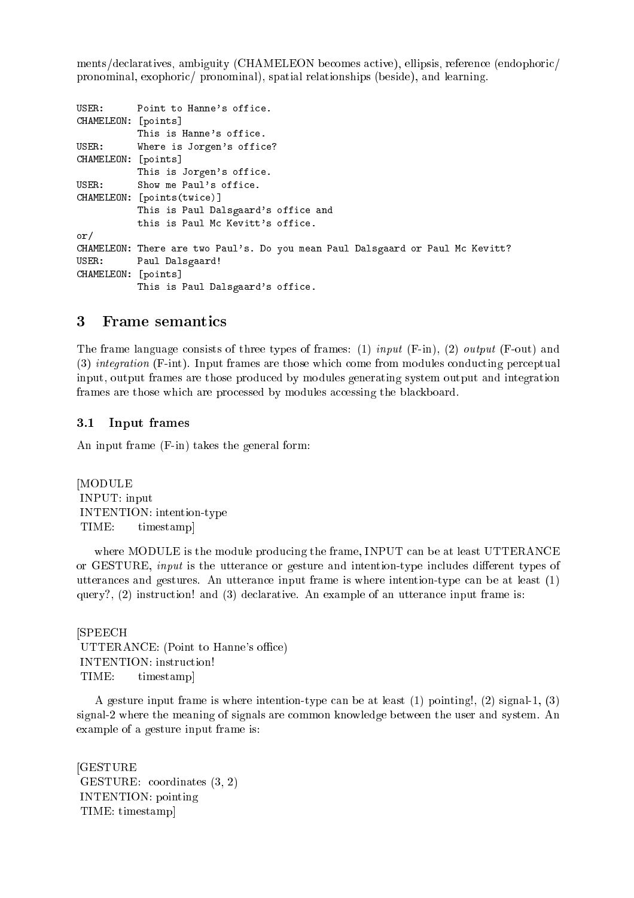ments/declaratives, ambiguity (CHAMELEON becomes active), ellipsis, reference (endophoric/ pronominal, exophoric/ pronominal), spatial relationships (beside), and learning.

```
USER:      Point to Hanne's office.
CHAMELEON: [points]
           This is Hanne's office.
USER:      Where is Jorgen's office?
CHAMELEON: [points]
           This is Jorgen's office.
USER:      Show me Paul's office.
CHAMELEON: [points(twice)]
           This is Paul Dalsgaard's office and
           this is Paul Mc Kevitt's office.
or/
CHAMELEON: There are two Paul's. Do you mean Paul Dalsgaard or Paul Mc Kevitt?
USER:      Paul Dalsgaard!
CHAMELEON: [points]
           This is Paul Dalsgaard's office.
```

## 3 Frame semantics

The frame language consists of three types of frames: (1) *input* (F-in), (2) *output* (F-out) and (3) *integration* (F-int). Input frames are those which come from modules conducting perceptual input, output frames are those produced by modules generating system output and integration frames are those which are processed by modules accessing the blackboard.

### 3.1 Input frames

An input frame (F-in) takes the general form:

```
[MODULE
 INPUT: input
 INTENTION: intention-type
 TIME:      timestamp]
```

where MODULE is the module producing the frame, INPUT can be at least UTTERANCE or GESTURE, *input* is the utterance or gesture and intention-type includes different types of utterances and gestures. An utterance input frame is where intention-type can be at least (1) query?, (2) instruction! and (3) declarative. An example of an utterance input frame is:

```
[SPEECH
 UTTERANCE: (Point to Hanne's office)
 INTENTION: instruction!
 TIME:      timestamp]
```

A gesture input frame is where intention-type can be at least (1) pointing!, (2) signal-1, (3) signal-2 where the meaning of signals are common knowledge between the user and system. An example of a gesture input frame is:

```
[GESTURE
 GESTURE:  coordinates (3, 2)
 INTENTION: pointing
 TIME: timestamp]
```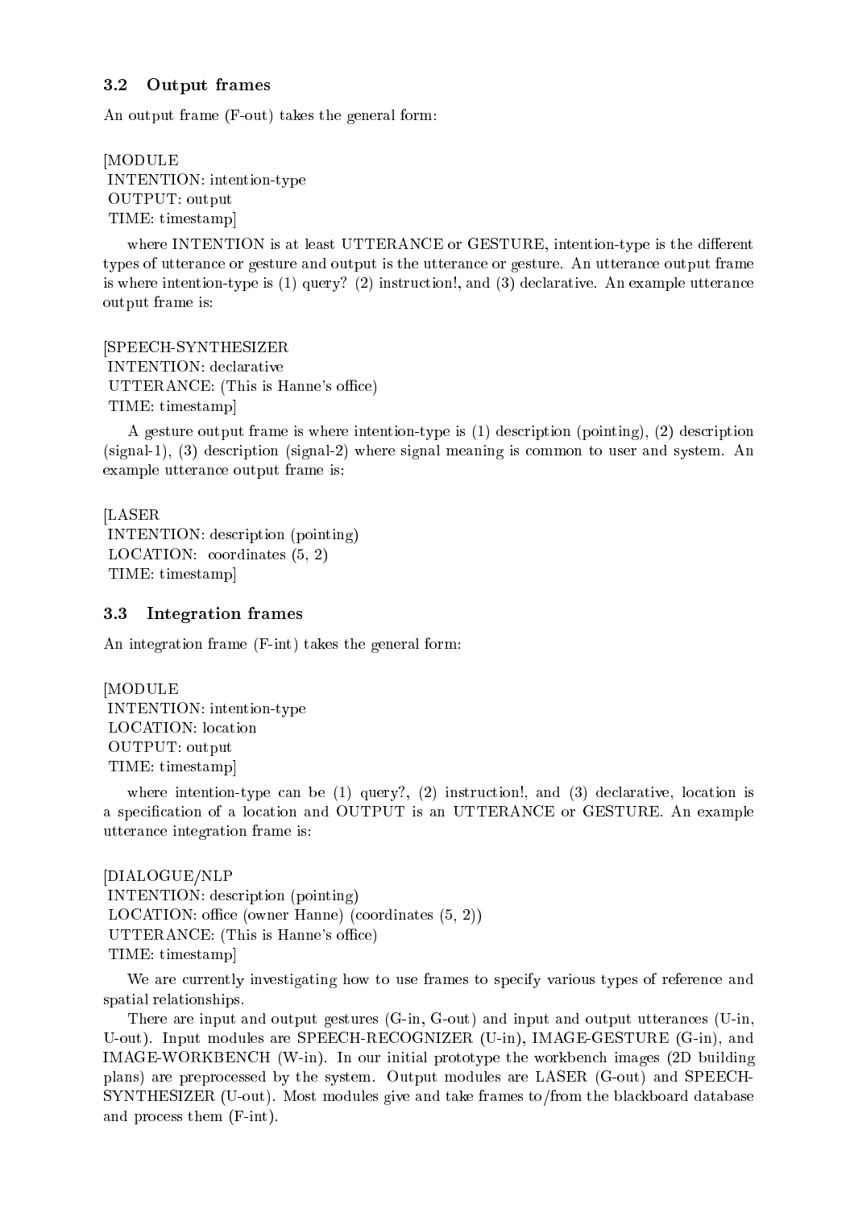### 3.2 Output frames

An output frame (F-out) takes the general form:

```
[MODULE
 INTENTION: intention-type
 OUTPUT: output
 TIME: timestamp]
```

where INTENTION is at least UTTERANCE or GESTURE, intention-type is the different types of utterance or gesture and output is the utterance or gesture. An utterance output frame is where intention-type is (1) query? (2) instruction!, and (3) declarative. An example utterance output frame is:

```
[SPEECH-SYNTHESIZER
 INTENTION: declarative
 UTTERANCE: (This is Hanne's office)
 TIME: timestamp]
```

A gesture output frame is where intention-type is (1) description (pointing), (2) description (signal-1), (3) description (signal-2) where signal meaning is common to user and system. An example utterance output frame is:

```
[LASER
 INTENTION: description (pointing)
 LOCATION: coordinates (5, 2)
 TIME: timestamp]
```

### 3.3 Integration frames

An integration frame (F-int) takes the general form:

```
[MODULE
 INTENTION: intention-type
 LOCATION: location
 OUTPUT: output
 TIME: timestamp]
```

where intention-type can be (1) query?, (2) instruction!, and (3) declarative, location is a specification of a location and OUTPUT is an UTTERANCE or GESTURE. An example utterance integration frame is:

```
[DIALOGUE/NLP
 INTENTION: description (pointing)
 LOCATION: office (owner Hanne) (coordinates (5, 2))
 UTTERANCE: (This is Hanne's office)
 TIME: timestamp]
```

We are currently investigating how to use frames to specify various types of reference and spatial relationships.

There are input and output gestures (G-in, G-out) and input and output utterances (U-in, U-out). Input modules are SPEECH-RECOGNIZER (U-in), IMAGE-GESTURE (G-in), and IMAGE-WORKBENCH (W-in). In our initial prototype the workbench images (2D building plans) are preprocessed by the system. Output modules are LASER (G-out) and SPEECH-SYNTHESIZER (U-out). Most modules give and take frames to/from the blackboard database and process them (F-int).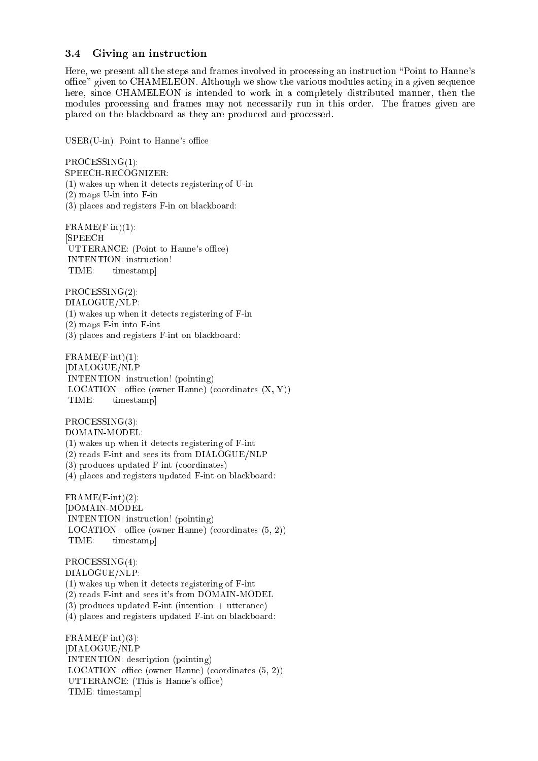### 3.4 Giving an instruction

Here, we present all the steps and frames involved in processing an instruction "Point to Hanne's office" given to CHAMELEON. Although we show the various modules acting in a given sequence here, since CHAMELEON is intended to work in a completely distributed manner, then the modules processing and frames may not necessarily run in this order. The frames given are placed on the blackboard as they are produced and processed.

USER(U-in): Point to Hanne's office

PROCESSING(1):
SPEECH-RECOGNIZER:
(1) wakes up when it detects registering of U-in
(2) maps U-in into F-in
(3) places and registers F-in on blackboard:

```
FRAME(F-in)(1):
[SPEECH
 UTTERANCE: (Point to Hanne's office)
 INTENTION: instruction!
 TIME:      timestamp]
```

PROCESSING(2):
DIALOGUE/NLP:
(1) wakes up when it detects registering of F-in
(2) maps F-in into F-int
(3) places and registers F-int on blackboard:

```
FRAME(F-int)(1):
[DIALOGUE/NLP
 INTENTION: instruction! (pointing)
 LOCATION:  office (owner Hanne) (coordinates (X, Y))
 TIME:      timestamp]
```

PROCESSING(3):
DOMAIN-MODEL:
(1) wakes up when it detects registering of F-int
(2) reads F-int and sees its from DIALOGUE/NLP
(3) produces updated F-int (coordinates)
(4) places and registers updated F-int on blackboard:

```
FRAME(F-int)(2):
[DOMAIN-MODEL
 INTENTION: instruction! (pointing)
 LOCATION:  office (owner Hanne) (coordinates (5, 2))
 TIME:      timestamp]
```

PROCESSING(4):
DIALOGUE/NLP:
(1) wakes up when it detects registering of F-int
(2) reads F-int and sees it's from DOMAIN-MODEL
(3) produces updated F-int (intention + utterance)
(4) places and registers updated F-int on blackboard:

```
FRAME(F-int)(3):
[DIALOGUE/NLP
 INTENTION: description (pointing)
 LOCATION: office (owner Hanne) (coordinates (5, 2))
 UTTERANCE: (This is Hanne's office)
 TIME: timestamp]
```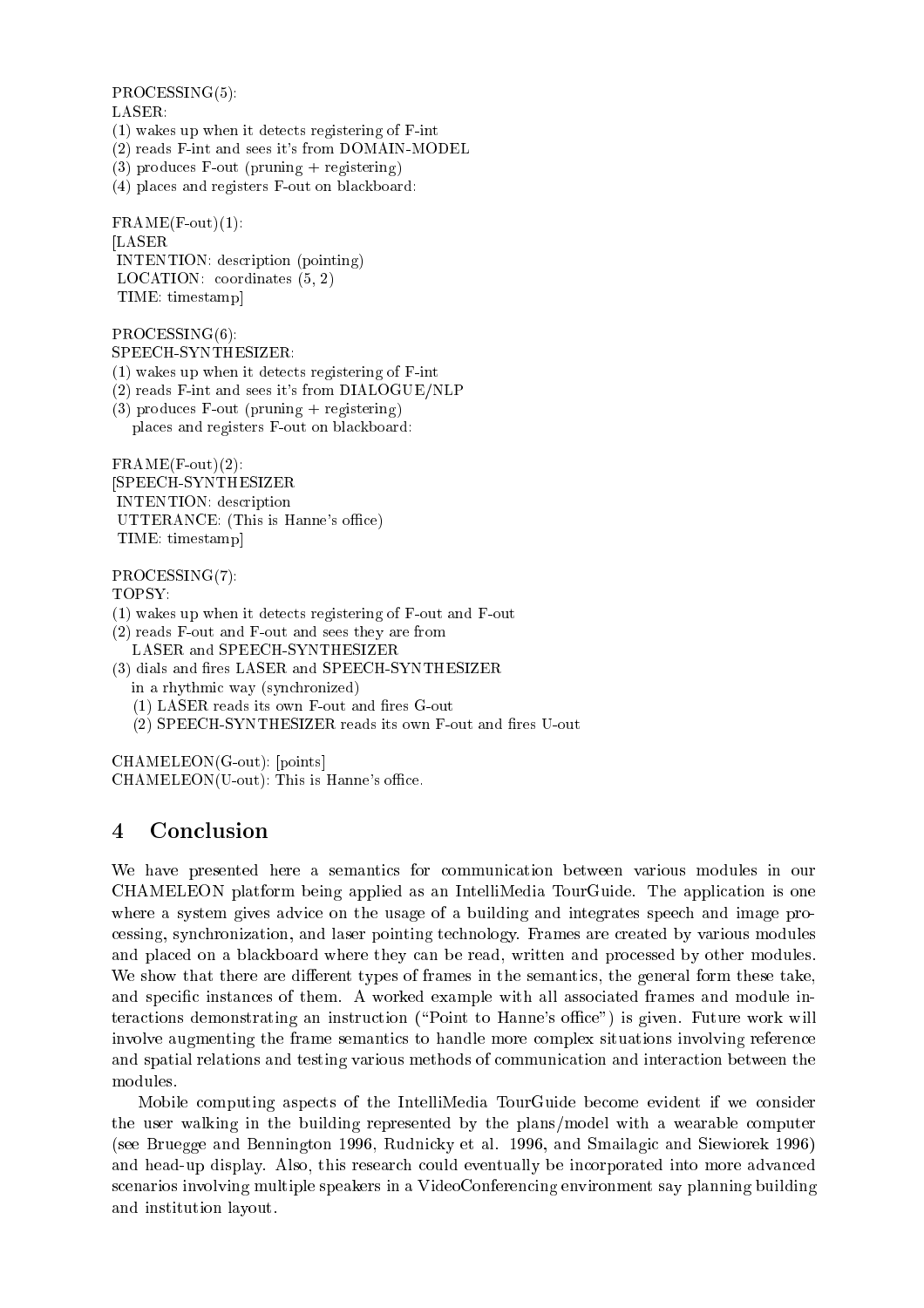PROCESSING(5):
LASER:
(1) wakes up when it detects registering of F-int
(2) reads F-int and sees it's from DOMAIN-MODEL
(3) produces F-out (pruning + registering)
(4) places and registers F-out on blackboard:

```
FRAME(F-out)(1):
[LASER
 INTENTION: description (pointing)
 LOCATION: coordinates (5, 2)
 TIME: timestamp]
```

PROCESSING(6):
SPEECH-SYNTHESIZER:
(1) wakes up when it detects registering of F-int
(2) reads F-int and sees it's from DIALOGUE/NLP
(3) produces F-out (pruning + registering)
    places and registers F-out on blackboard:

```
FRAME(F-out)(2):
[SPEECH-SYNTHESIZER
 INTENTION: description
 UTTERANCE: (This is Hanne's office)
 TIME: timestamp]
```

PROCESSING(7):
TOPSY:
(1) wakes up when it detects registering of F-out and F-out
(2) reads F-out and F-out and sees they are from
    LASER and SPEECH-SYNTHESIZER
(3) dials and fires LASER and SPEECH-SYNTHESIZER
    in a rhythmic way (synchronized)
    (1) LASER reads its own F-out and fires G-out
    (2) SPEECH-SYNTHESIZER reads its own F-out and fires U-out

CHAMELEON(G-out): [points]
CHAMELEON(U-out): This is Hanne's office.

## 4 Conclusion

We have presented here a semantics for communication between various modules in our CHAMELEON platform being applied as an IntelliMedia TourGuide. The application is one where a system gives advice on the usage of a building and integrates speech and image processing, synchronization, and laser pointing technology. Frames are created by various modules and placed on a blackboard where they can be read, written and processed by other modules. We show that there are different types of frames in the semantics, the general form these take, and specific instances of them. A worked example with all associated frames and module interactions demonstrating an instruction ("Point to Hanne's office") is given. Future work will involve augmenting the frame semantics to handle more complex situations involving reference and spatial relations and testing various methods of communication and interaction between the modules.

Mobile computing aspects of the IntelliMedia TourGuide become evident if we consider the user walking in the building represented by the plans/model with a wearable computer (see Bruegge and Bennington 1996, Rudnicky et al. 1996, and Smailagic and Siewiorek 1996) and head-up display. Also, this research could eventually be incorporated into more advanced scenarios involving multiple speakers in a VideoConferencing environment say planning building and institution layout.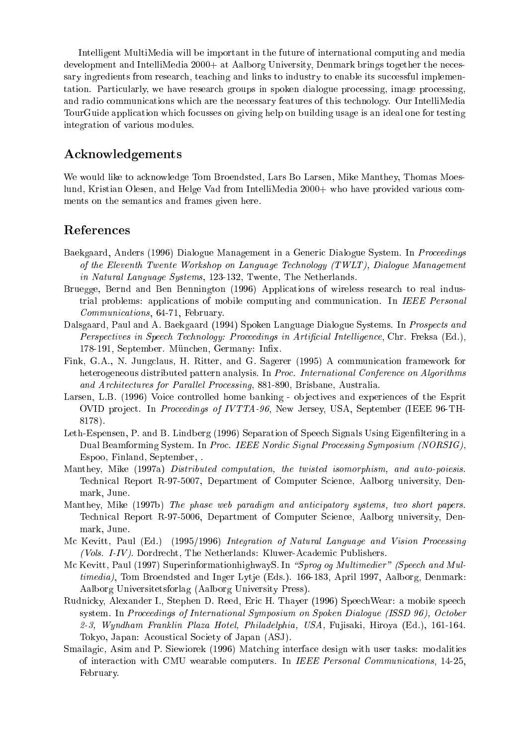Intelligent MultiMedia will be important in the future of international computing and media development and IntelliMedia 2000+ at Aalborg University, Denmark brings together the necessary ingredients from research, teaching and links to industry to enable its successful implementation. Particularly, we have research groups in spoken dialogue processing, image processing, and radio communications which are the necessary features of this technology. Our IntelliMedia TourGuide application which focusses on giving help on building usage is an ideal one for testing integration of various modules.

## Acknowledgements

We would like to acknowledge Tom Broendsted, Lars Bo Larsen, Mike Manthey, Thomas Moeslund, Kristian Olesen, and Helge Vad from IntelliMedia 2000+ who have provided various comments on the semantics and frames given here.

## References

Baekgaard, Anders (1996) Dialogue Management in a Generic Dialogue System. In *Proceedings of the Eleventh Twente Workshop on Language Technology (TWLT), Dialogue Management in Natural Language Systems*, 123-132, Twente, The Netherlands.

Bruegge, Bernd and Ben Bennington (1996) Applications of wireless research to real industrial problems: applications of mobile computing and communication. In *IEEE Personal Communications*, 64-71, February.

Dalsgaard, Paul and A. Baekgaard (1994) Spoken Language Dialogue Systems. In *Prospects and Perspectives in Speech Technology: Proceedings in Artificial Intelligence*, Chr. Freksa (Ed.), 178-191, September. München, Germany: Infix.

Fink, G.A., N. Jungclaus, H. Ritter, and G. Sagerer (1995) A communication framework for heterogeneous distributed pattern analysis. In *Proc. International Conference on Algorithms and Architectures for Parallel Processing*, 881-890, Brisbane, Australia.

Larsen, L.B. (1996) Voice controlled home banking - objectives and experiences of the Esprit OVID project. In *Proceedings of IVTTA-96*, New Jersey, USA, September (IEEE 96-TH-8178).

Leth-Espensen, P. and B. Lindberg (1996) Separation of Speech Signals Using Eigenfiltering in a Dual Beamforming System. In *Proc. IEEE Nordic Signal Processing Symposium (NORSIG)*, Espoo, Finland, September, .

Manthey, Mike (1997a) *Distributed computation, the twisted isomorphism, and auto-poiesis.* Technical Report R-97-5007, Department of Computer Science, Aalborg university, Denmark, June.

Manthey, Mike (1997b) *The phase web paradigm and anticipatory systems, two short papers.* Technical Report R-97-5006, Department of Computer Science, Aalborg university, Denmark, June.

Mc Kevitt, Paul (Ed.) (1995/1996) *Integration of Natural Language and Vision Processing (Vols. I-IV)*. Dordrecht, The Netherlands: Kluwer-Academic Publishers.

Mc Kevitt, Paul (1997) SuperinformationhighwayS. In *"Sprog og Multimedier" (Speech and Multimedia)*, Tom Broendsted and Inger Lytje (Eds.). 166-183, April 1997, Aalborg, Denmark: Aalborg Universitetsforlag (Aalborg University Press).

Rudnicky, Alexander I., Stephen D. Reed, Eric H. Thayer (1996) SpeechWear: a mobile speech system. In *Proceedings of International Symposium on Spoken Dialogue (ISSD 96), October 2-3, Wyndham Franklin Plaza Hotel, Philadelphia, USA*, Fujisaki, Hiroya (Ed.), 161-164. Tokyo, Japan: Acoustical Society of Japan (ASJ).

Smailagic, Asim and P. Siewiorek (1996) Matching interface design with user tasks: modalities of interaction with CMU wearable computers. In *IEEE Personal Communications*, 14-25, February.